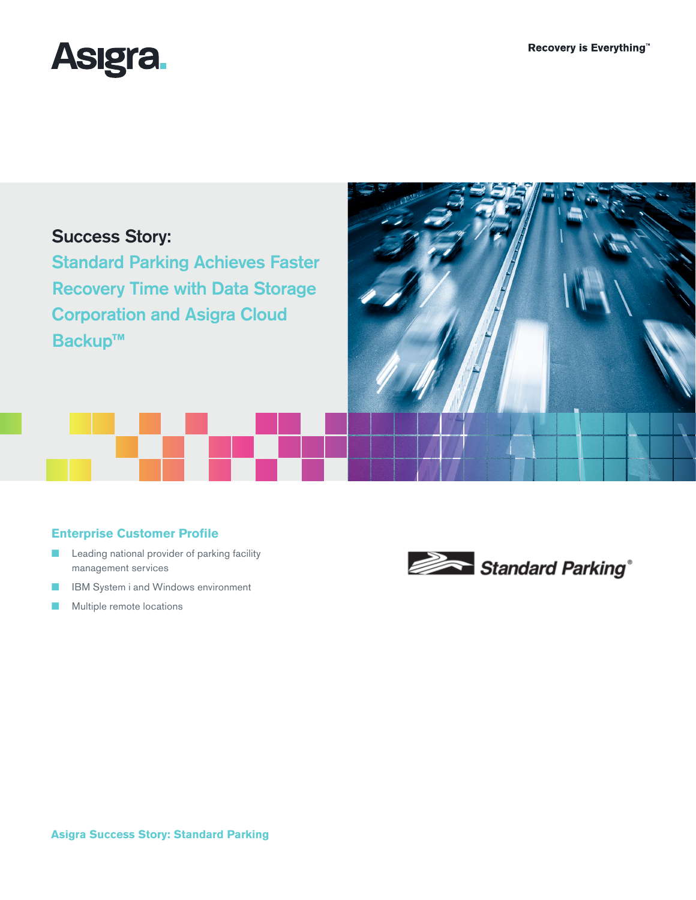Asigra.

Recovery is Everything™

# Success Story:

## Standard Parking Achieves Faster Recovery Time with Data Storage Corporation and Asigra Cloud Backup™

### Enterprise Customer Profile

- Leading national provider of parking facility management services
- IBM System i and Windows environment
- Multiple remote locations

Standard Parking®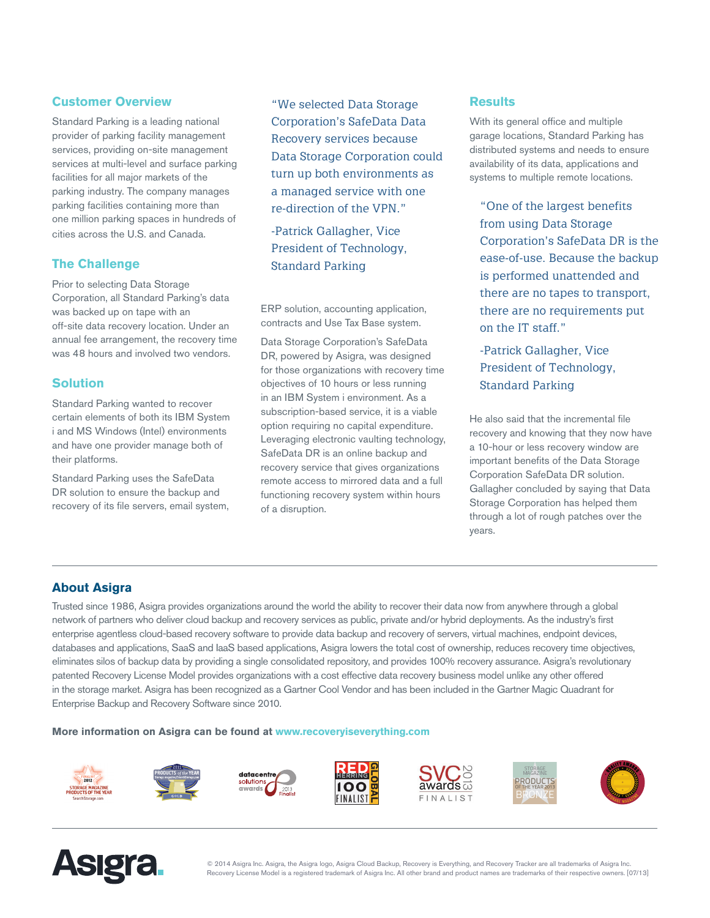## Customer Overview

Standard Parking is a leading national provider of parking facility management services, providing on-site management services at multi-level and surface parking facilities for all major markets of the parking industry. The company manages parking facilities containing more than one million parking spaces in hundreds of cities across the U.S. and Canada.

## The Challenge

Prior to selecting Data Storage Corporation, all Standard Parking's data was backed up on tape with an off-site data recovery location. Under an annual fee arrangement, the recovery time was 48 hours and involved two vendors.

## Solution

Standard Parking wanted to recover certain elements of both its IBM System i and MS Windows (Intel) environments and have one provider manage both of their platforms.

Standard Parking uses the SafeData DR solution to ensure the backup and recovery of its file servers, email system, ERP solution, accounting application, contracts and Use Tax Base system.

> "We selected Data Storage Corporation's SafeData Data Recovery services because Data Storage Corporation could turn up both environments as a managed service with one re-direction of the VPN."
>
> -Patrick Gallagher, Vice President of Technology, Standard Parking

Data Storage Corporation's SafeData DR, powered by Asigra, was designed for those organizations with recovery time objectives of 10 hours or less running in an IBM System i environment. As a subscription-based service, it is a viable option requiring no capital expenditure. Leveraging electronic vaulting technology, SafeData DR is an online backup and recovery service that gives organizations remote access to mirrored data and a full functioning recovery system within hours of a disruption.

## Results

With its general office and multiple garage locations, Standard Parking has distributed systems and needs to ensure availability of its data, applications and systems to multiple remote locations.

> "One of the largest benefits from using Data Storage Corporation's SafeData DR is the ease-of-use. Because the backup is performed unattended and there are no tapes to transport, there are no requirements put on the IT staff."
>
> -Patrick Gallagher, Vice President of Technology, Standard Parking

He also said that the incremental file recovery and knowing that they now have a 10-hour or less recovery window are important benefits of the Data Storage Corporation SafeData DR solution. Gallagher concluded by saying that Data Storage Corporation has helped them through a lot of rough patches over the years.

## About Asigra

Trusted since 1986, Asigra provides organizations around the world the ability to recover their data now from anywhere through a global network of partners who deliver cloud backup and recovery services as public, private and/or hybrid deployments. As the industry's first enterprise agentless cloud-based recovery software to provide data backup and recovery of servers, virtual machines, endpoint devices, databases and applications, SaaS and IaaS based applications, Asigra lowers the total cost of ownership, reduces recovery time objectives, eliminates silos of backup data by providing a single consolidated repository, and provides 100% recovery assurance. Asigra's revolutionary patented Recovery License Model provides organizations with a cost effective data recovery business model unlike any other offered in the storage market. Asigra has been recognized as a Gartner Cool Vendor and has been included in the Gartner Magic Quadrant for Enterprise Backup and Recovery Software since 2010.

**More information on Asigra can be found at www.recoveryiseverything.com**

Asigra

© 2014 Asigra Inc. Asigra, the Asigra logo, Asigra Cloud Backup, Recovery is Everything, and Recovery Tracker are all trademarks of Asigra Inc. Recovery License Model is a registered trademark of Asigra Inc. All other brand and product names are trademarks of their respective owners. [07/13]